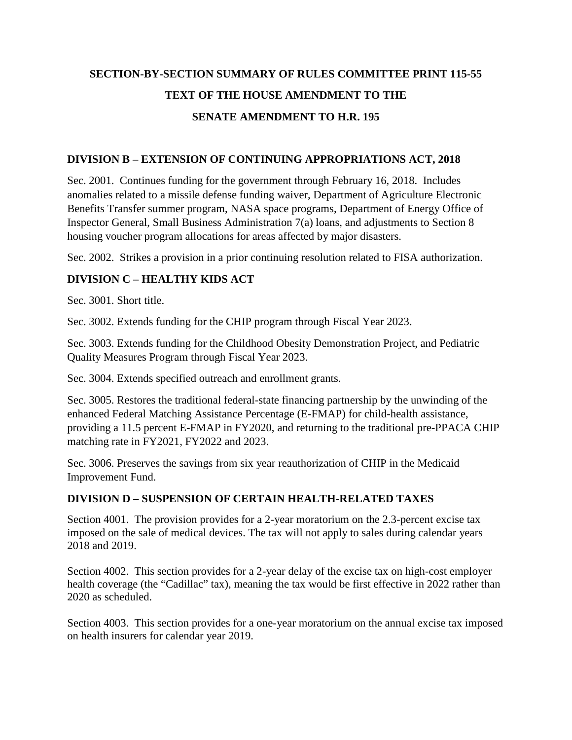# SECTION-BY-SECTION SUMMARY OF RULES COMMITTEE PRINT 115-55

# TEXT OF THE HOUSE AMENDMENT TO THE

# SENATE AMENDMENT TO H.R. 195

## DIVISION B – EXTENSION OF CONTINUING APPROPRIATIONS ACT, 2018

Sec. 2001. Continues funding for the government through February 16, 2018. Includes anomalies related to a missile defense funding waiver, Department of Agriculture Electronic Benefits Transfer summer program, NASA space programs, Department of Energy Office of Inspector General, Small Business Administration 7(a) loans, and adjustments to Section 8 housing voucher program allocations for areas affected by major disasters.

Sec. 2002. Strikes a provision in a prior continuing resolution related to FISA authorization.

## DIVISION C – HEALTHY KIDS ACT

Sec. 3001. Short title.

Sec. 3002. Extends funding for the CHIP program through Fiscal Year 2023.

Sec. 3003. Extends funding for the Childhood Obesity Demonstration Project, and Pediatric Quality Measures Program through Fiscal Year 2023.

Sec. 3004. Extends specified outreach and enrollment grants.

Sec. 3005. Restores the traditional federal-state financing partnership by the unwinding of the enhanced Federal Matching Assistance Percentage (E-FMAP) for child-health assistance, providing a 11.5 percent E-FMAP in FY2020, and returning to the traditional pre-PPACA CHIP matching rate in FY2021, FY2022 and 2023.

Sec. 3006. Preserves the savings from six year reauthorization of CHIP in the Medicaid Improvement Fund.

## DIVISION D – SUSPENSION OF CERTAIN HEALTH-RELATED TAXES

Section 4001. The provision provides for a 2-year moratorium on the 2.3-percent excise tax imposed on the sale of medical devices. The tax will not apply to sales during calendar years 2018 and 2019.

Section 4002. This section provides for a 2-year delay of the excise tax on high-cost employer health coverage (the "Cadillac" tax), meaning the tax would be first effective in 2022 rather than 2020 as scheduled.

Section 4003. This section provides for a one-year moratorium on the annual excise tax imposed on health insurers for calendar year 2019.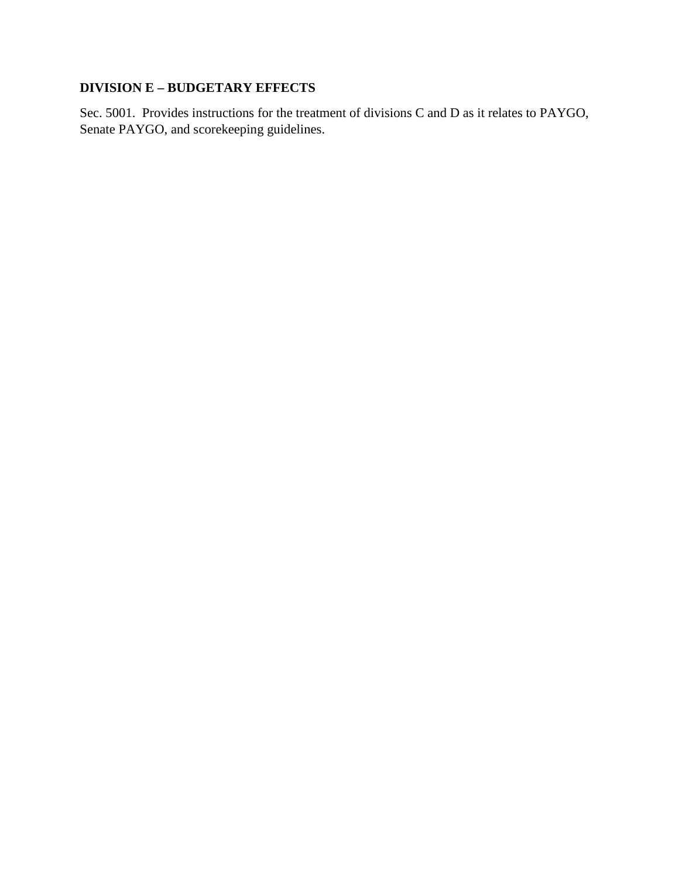**DIVISION E – BUDGETARY EFFECTS**

Sec. 5001. Provides instructions for the treatment of divisions C and D as it relates to PAYGO, Senate PAYGO, and scorekeeping guidelines.